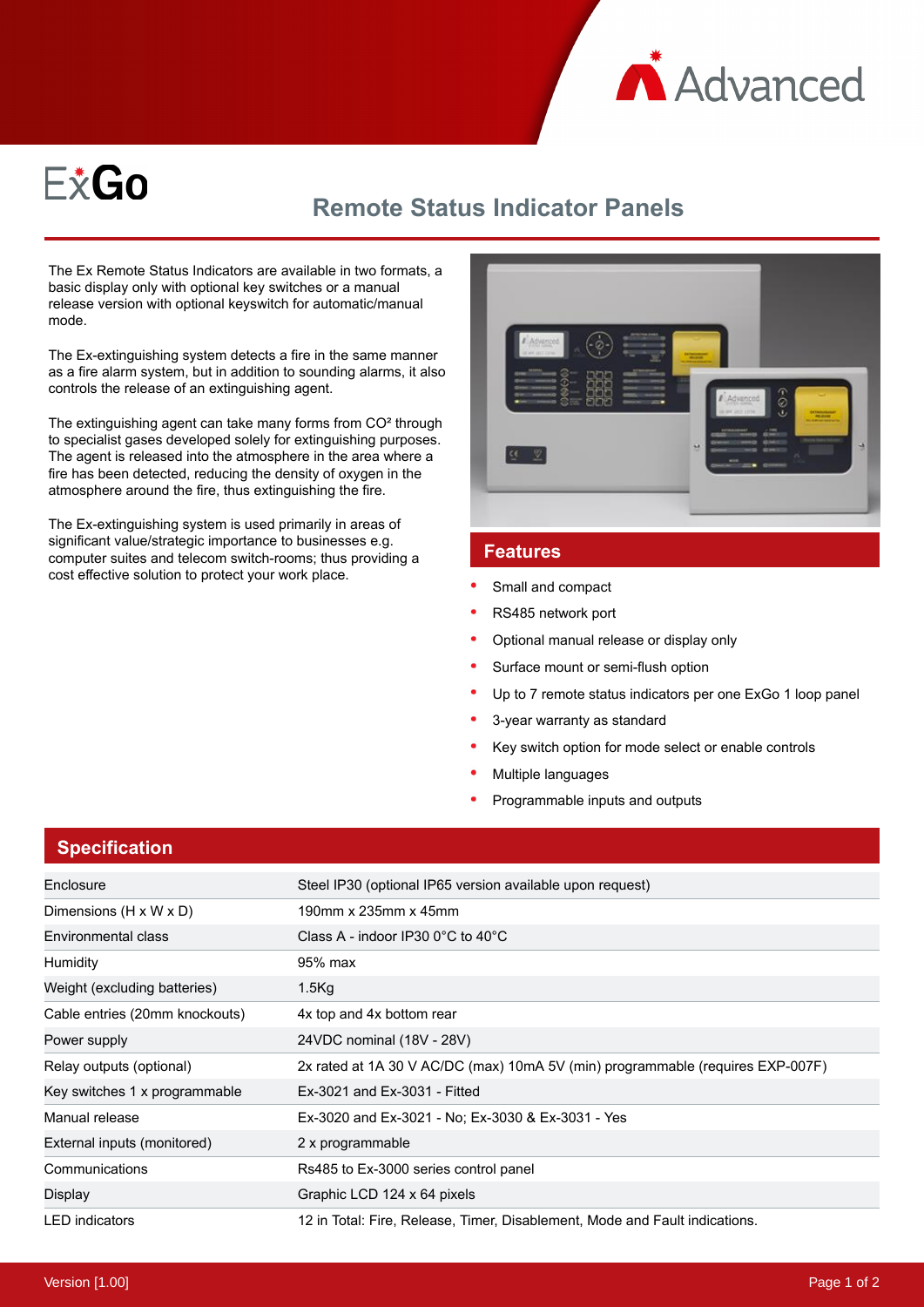# ExGo

## Remote Status Indicator Panels

The Ex Remote Status Indicators are available in two formats, a basic display only with optional key switches or a manual release version with optional keyswitch for automatic/manual mode.

The Ex-extinguishing system detects a fire in the same manner as a fire alarm system, but in addition to sounding alarms, it also controls the release of an extinguishing agent.

The extinguishing agent can take many forms from $CO^2$ through to specialist gases developed solely for extinguishing purposes. The agent is released into the atmosphere in the area where a fire has been detected, reducing the density of oxygen in the atmosphere around the fire, thus extinguishing the fire.

The Ex-extinguishing system is used primarily in areas of significant value/strategic importance to businesses e.g. computer suites and telecom switch-rooms; thus providing a cost effective solution to protect your work place.

## Features

- Small and compact
- RS485 network port
- Optional manual release or display only
- Surface mount or semi-flush option
- Up to 7 remote status indicators per one ExGo 1 loop panel
- 3-year warranty as standard
- Key switch option for mode select or enable controls
- Multiple languages
- Programmable inputs and outputs

## Specification

| | |
|---|---|
| Enclosure | Steel IP30 (optional IP65 version available upon request) |
| Dimensions (H x W x D) | 190mm x 235mm x 45mm |
| Environmental class | Class A - indoor IP30 0°C to 40°C |
| Humidity | 95% max |
| Weight (excluding batteries) | 1.5Kg |
| Cable entries (20mm knockouts) | 4x top and 4x bottom rear |
| Power supply | 24VDC nominal (18V - 28V) |
| Relay outputs (optional) | 2x rated at 1A 30 V AC/DC (max) 10mA 5V (min) programmable (requires EXP-007F) |
| Key switches 1 x programmable | Ex-3021 and Ex-3031 - Fitted |
| Manual release | Ex-3020 and Ex-3021 - No; Ex-3030 & Ex-3031 - Yes |
| External inputs (monitored) | 2 x programmable |
| Communications | Rs485 to Ex-3000 series control panel |
| Display | Graphic LCD 124 x 64 pixels |
| LED indicators | 12 in Total: Fire, Release, Timer, Disablement, Mode and Fault indications. |

Version [1.00]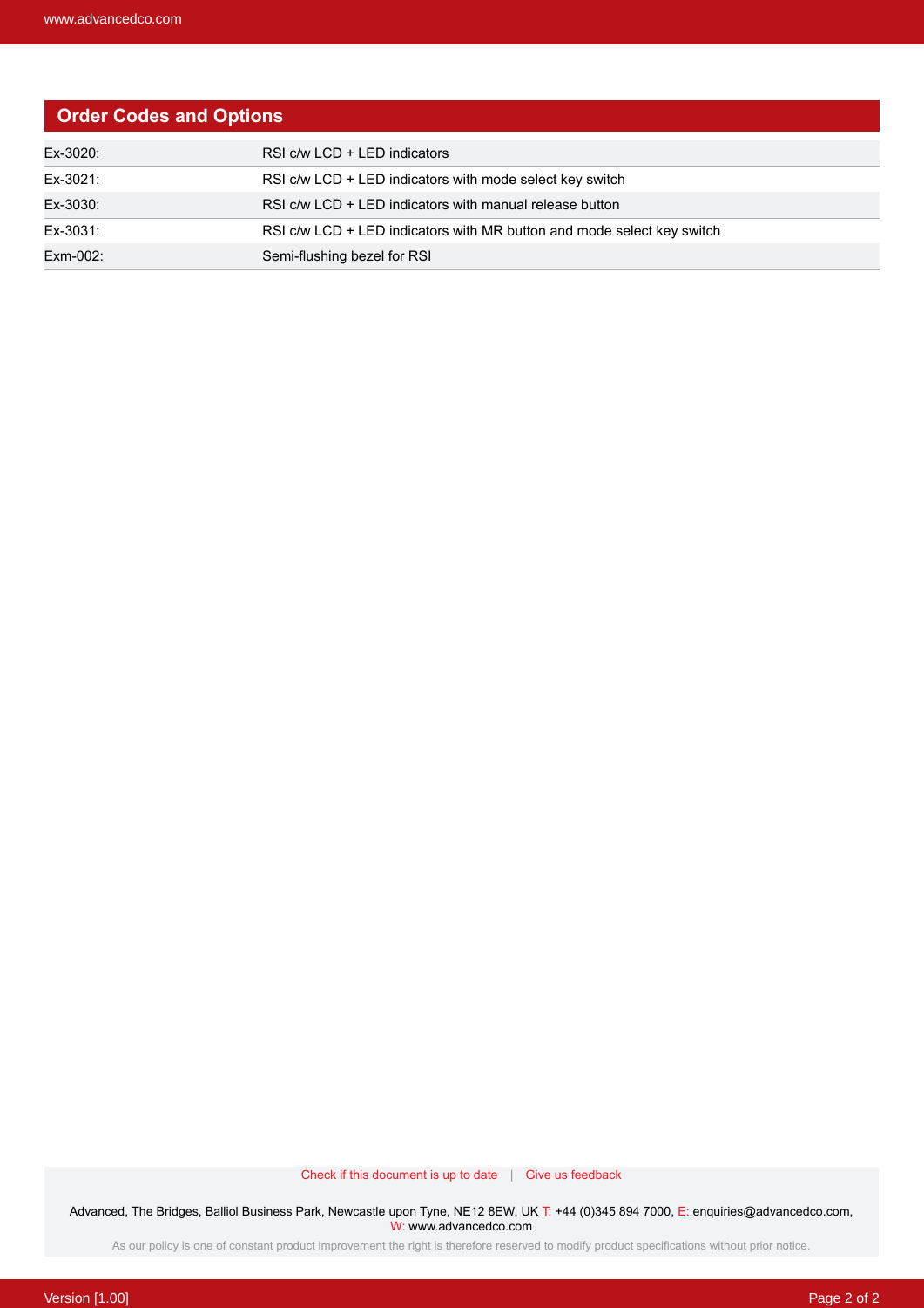## Order Codes and Options

| | |
|---|---|
| Ex-3020: | RSI c/w LCD + LED indicators |
| Ex-3021: | RSI c/w LCD + LED indicators with mode select key switch |
| Ex-3030: | RSI c/w LCD + LED indicators with manual release button |
| Ex-3031: | RSI c/w LCD + LED indicators with MR button and mode select key switch |
| Exm-002: | Semi-flushing bezel for RSI |

Check if this document is up to date | Give us feedback

Advanced, The Bridges, Balliol Business Park, Newcastle upon Tyne, NE12 8EW, UK T: +44 (0)345 894 7000, E: enquiries@advancedco.com, W: www.advancedco.com

As our policy is one of constant product improvement the right is therefore reserved to modify product specifications without prior notice.

Version [1.00]